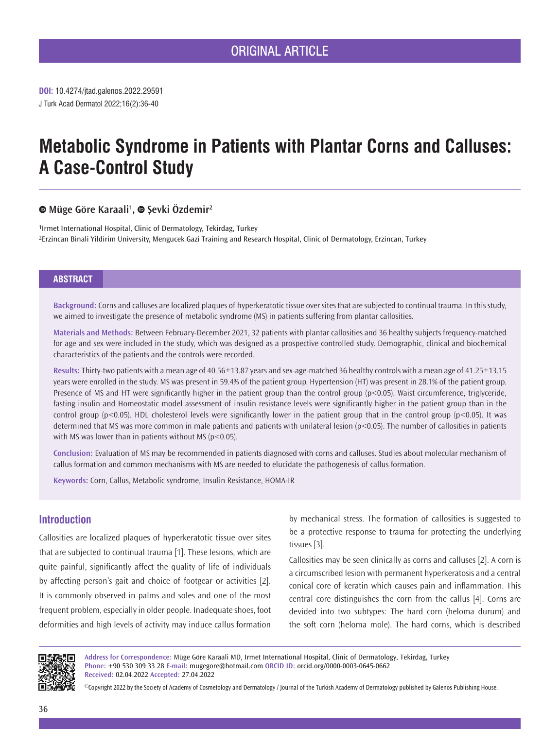ORIGINAL ARTICLE

**DOI:** 10.4274/jtad.galenos.2022.29591
J Turk Acad Dermatol 2022;16(2):36-40

# Metabolic Syndrome in Patients with Plantar Corns and Calluses: A Case-Control Study

**Müge Göre Karaali[1], Şevki Özdemir[2]**

[1]Irmet International Hospital, Clinic of Dermatology, Tekirdag, Turkey
[2]Erzincan Binali Yildirim University, Mengucek Gazi Training and Research Hospital, Clinic of Dermatology, Erzincan, Turkey

## ABSTRACT

**Background:** Corns and calluses are localized plaques of hyperkeratotic tissue over sites that are subjected to continual trauma. In this study, we aimed to investigate the presence of metabolic syndrome (MS) in patients suffering from plantar callosities.

**Materials and Methods:** Between February-December 2021, 32 patients with plantar callosities and 36 healthy subjects frequency-matched for age and sex were included in the study, which was designed as a prospective controlled study. Demographic, clinical and biochemical characteristics of the patients and the controls were recorded.

**Results:** Thirty-two patients with a mean age of 40.56±13.87 years and sex-age-matched 36 healthy controls with a mean age of 41.25±13.15 years were enrolled in the study. MS was present in 59.4% of the patient group. Hypertension (HT) was present in 28.1% of the patient group. Presence of MS and HT were significantly higher in the patient group than the control group ($p<0.05$). Waist circumference, triglyceride, fasting insulin and Homeostatic model assessment of insulin resistance levels were significantly higher in the patient group than in the control group ($p<0.05$). HDL cholesterol levels were significantly lower in the patient group that in the control group ($p<0.05$). It was determined that MS was more common in male patients and patients with unilateral lesion ($p<0.05$). The number of callosities in patients with MS was lower than in patients without MS ($p<0.05$).

**Conclusion:** Evaluation of MS may be recommended in patients diagnosed with corns and calluses. Studies about molecular mechanism of callus formation and common mechanisms with MS are needed to elucidate the pathogenesis of callus formation.

**Keywords:** Corn, Callus, Metabolic syndrome, Insulin Resistance, HOMA-IR

## Introduction

Callosities are localized plaques of hyperkeratotic tissue over sites that are subjected to continual trauma [1]. These lesions, which are quite painful, significantly affect the quality of life of individuals by affecting person's gait and choice of footgear or activities [2]. It is commonly observed in palms and soles and one of the most frequent problem, especially in older people. Inadequate shoes, foot deformities and high levels of activity may induce callus formation by mechanical stress. The formation of callosities is suggested to be a protective response to trauma for protecting the underlying tissues [3].

Callosities may be seen clinically as corns and calluses [2]. A corn is a circumscribed lesion with permanent hyperkeratosis and a central conical core of keratin which causes pain and inflammation. This central core distinguishes the corn from the callus [4]. Corns are devided into two subtypes: The hard corn (heloma durum) and the soft corn (heloma mole). The hard corns, which is described

**Address for Correspondence:** Müge Göre Karaali MD, Irmet International Hospital, Clinic of Dermatology, Tekirdag, Turkey
**Phone:** +90 530 309 33 28 **E-mail:** mugegore@hotmail.com **ORCID ID:** orcid.org/0000-0003-0645-0662
**Received:** 02.04.2022 **Accepted:** 27.04.2022

©Copyright 2022 by the Society of Academy of Cosmetology and Dermatology / Journal of the Turkish Academy of Dermatology published by Galenos Publishing House.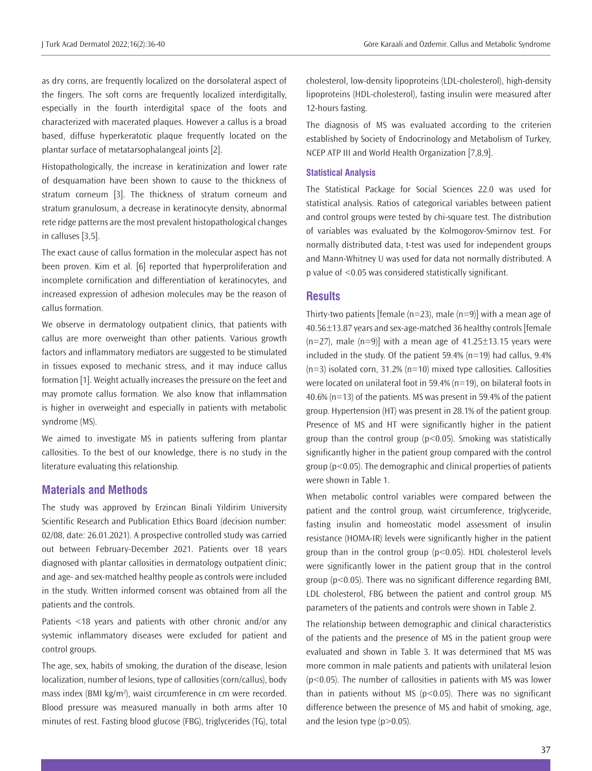as dry corns, are frequently localized on the dorsolateral aspect of the fingers. The soft corns are frequently localized interdigitally, especially in the fourth interdigital space of the foots and characterized with macerated plaques. However a callus is a broad based, diffuse hyperkeratotic plaque frequently located on the plantar surface of metatarsophalangeal joints [2].

Histopathologically, the increase in keratinization and lower rate of desquamation have been shown to cause to the thickness of stratum corneum [3]. The thickness of stratum corneum and stratum granulosum, a decrease in keratinocyte density, abnormal rete ridge patterns are the most prevalent histopathological changes in calluses [3,5].

The exact cause of callus formation in the molecular aspect has not been proven. Kim et al. [6] reported that hyperproliferation and incomplete cornification and differentiation of keratinocytes, and increased expression of adhesion molecules may be the reason of callus formation.

We observe in dermatology outpatient clinics, that patients with callus are more overweight than other patients. Various growth factors and inflammatory mediators are suggested to be stimulated in tissues exposed to mechanic stress, and it may induce callus formation [1]. Weight actually increases the pressure on the feet and may promote callus formation. We also know that inflammation is higher in overweight and especially in patients with metabolic syndrome (MS).

We aimed to investigate MS in patients suffering from plantar callosities. To the best of our knowledge, there is no study in the literature evaluating this relationship.

## Materials and Methods

The study was approved by Erzincan Binali Yildirim University Scientific Research and Publication Ethics Board (decision number: 02/08, date: 26.01.2021). A prospective controlled study was carried out between February-December 2021. Patients over 18 years diagnosed with plantar callosities in dermatology outpatient clinic; and age- and sex-matched healthy people as controls were included in the study. Written informed consent was obtained from all the patients and the controls.

Patients <18 years and patients with other chronic and/or any systemic inflammatory diseases were excluded for patient and control groups.

The age, sex, habits of smoking, the duration of the disease, lesion localization, number of lesions, type of callosities (corn/callus), body mass index (BMI kg/m$^2$), waist circumference in cm were recorded. Blood pressure was measured manually in both arms after 10 minutes of rest. Fasting blood glucose (FBG), triglycerides (TG), total cholesterol, low-density lipoproteins (LDL-cholesterol), high-density lipoproteins (HDL-cholesterol), fasting insulin were measured after 12-hours fasting.

The diagnosis of MS was evaluated according to the criterien established by Society of Endocrinology and Metabolism of Turkey, NCEP ATP III and World Health Organization [7,8,9].

### Statistical Analysis

The Statistical Package for Social Sciences 22.0 was used for statistical analysis. Ratios of categorical variables between patient and control groups were tested by chi-square test. The distribution of variables was evaluated by the Kolmogorov-Smirnov test. For normally distributed data, t-test was used for independent groups and Mann-Whitney U was used for data not normally distributed. A p value of <0.05 was considered statistically significant.

## Results

Thirty-two patients [female (n=23), male (n=9)] with a mean age of 40.56±13.87 years and sex-age-matched 36 healthy controls [female (n=27), male (n=9)] with a mean age of 41.25±13.15 years were included in the study. Of the patient 59.4% (n=19) had callus, 9.4% (n=3) isolated corn, 31.2% (n=10) mixed type callosities. Callosities were located on unilateral foot in 59.4% (n=19), on bilateral foots in 40.6% (n=13) of the patients. MS was present in 59.4% of the patient group. Hypertension (HT) was present in 28.1% of the patient group. Presence of MS and HT were significantly higher in the patient group than the control group ($p<0.05$). Smoking was statistically significantly higher in the patient group compared with the control group ($p<0.05$). The demographic and clinical properties of patients were shown in Table 1.

When metabolic control variables were compared between the patient and the control group, waist circumference, triglyceride, fasting insulin and homeostatic model assessment of insulin resistance (HOMA-IR) levels were significantly higher in the patient group than in the control group ($p<0.05$). HDL cholesterol levels were significantly lower in the patient group that in the control group ($p<0.05$). There was no significant difference regarding BMI, LDL cholesterol, FBG between the patient and control group. MS parameters of the patients and controls were shown in Table 2.

The relationship between demographic and clinical characteristics of the patients and the presence of MS in the patient group were evaluated and shown in Table 3. It was determined that MS was more common in male patients and patients with unilateral lesion ($p<0.05$). The number of callosities in patients with MS was lower than in patients without MS ($p<0.05$). There was no significant difference between the presence of MS and habit of smoking, age, and the lesion type ($p>0.05$).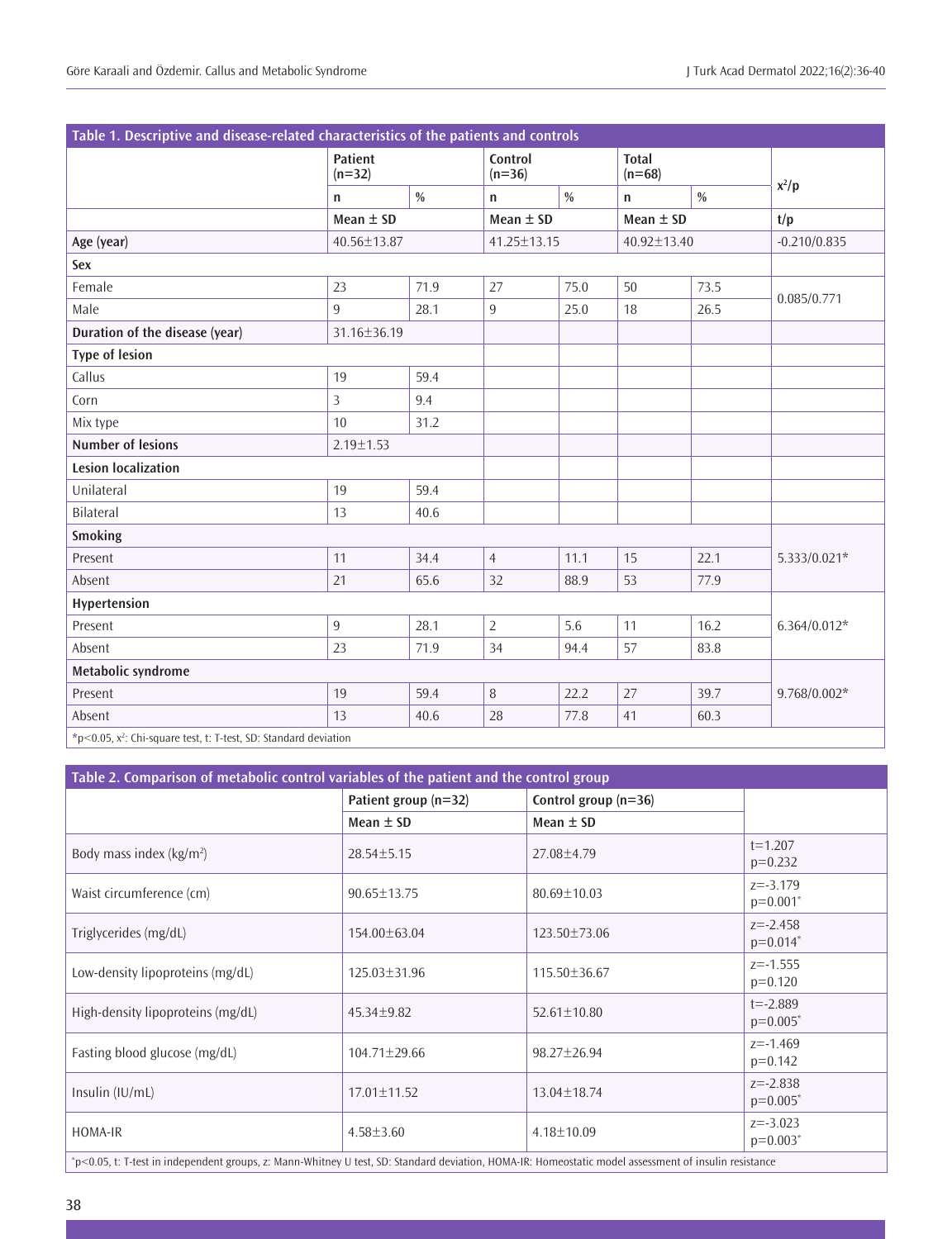**Table 1. Descriptive and disease-related characteristics of the patients and controls**

| | Patient (n=32) | | Control (n=36) | | Total (n=68) | | $x^2$/p |
|---|---|---|---|---|---|---|---|
| | n | % | n | % | n | % | |
| | Mean ± SD | | Mean ± SD | | Mean ± SD | | t/p |
| Age (year) | 40.56±13.87 | | 41.25±13.15 | | 40.92±13.40 | | -0.210/0.835 |
| **Sex** | | | | | | | |
| Female | 23 | 71.9 | 27 | 75.0 | 50 | 73.5 | 0.085/0.771 |
| Male | 9 | 28.1 | 9 | 25.0 | 18 | 26.5 | |
| **Duration of the disease (year)** | 31.16±36.19 | | | | | | |
| **Type of lesion** | | | | | | | |
| Callus | 19 | 59.4 | | | | | |
| Corn | 3 | 9.4 | | | | | |
| Mix type | 10 | 31.2 | | | | | |
| **Number of lesions** | 2.19±1.53 | | | | | | |
| **Lesion localization** | | | | | | | |
| Unilateral | 19 | 59.4 | | | | | |
| Bilateral | 13 | 40.6 | | | | | |
| **Smoking** | | | | | | | |
| Present | 11 | 34.4 | 4 | 11.1 | 15 | 22.1 | 5.333/0.021* |
| Absent | 21 | 65.6 | 32 | 88.9 | 53 | 77.9 | |
| **Hypertension** | | | | | | | |
| Present | 9 | 28.1 | 2 | 5.6 | 11 | 16.2 | 6.364/0.012* |
| Absent | 23 | 71.9 | 34 | 94.4 | 57 | 83.8 | |
| **Metabolic syndrome** | | | | | | | |
| Present | 19 | 59.4 | 8 | 22.2 | 27 | 39.7 | 9.768/0.002* |
| Absent | 13 | 40.6 | 28 | 77.8 | 41 | 60.3 | |

*p<0.05, $x^2$: Chi-square test, t: T-test, SD: Standard deviation

**Table 2. Comparison of metabolic control variables of the patient and the control group**

| | Patient group (n=32) | Control group (n=36) | |
|---|---|---|---|
| | Mean ± SD | Mean ± SD | |
| Body mass index (kg/m²) | 28.54±5.15 | 27.08±4.79 | t=1.207 p=0.232 |
| Waist circumference (cm) | 90.65±13.75 | 80.69±10.03 | z=-3.179 p=0.001* |
| Triglycerides (mg/dL) | 154.00±63.04 | 123.50±73.06 | z=-2.458 p=0.014* |
| Low-density lipoproteins (mg/dL) | 125.03±31.96 | 115.50±36.67 | z=-1.555 p=0.120 |
| High-density lipoproteins (mg/dL) | 45.34±9.82 | 52.61±10.80 | t=-2.889 p=0.005* |
| Fasting blood glucose (mg/dL) | 104.71±29.66 | 98.27±26.94 | z=-1.469 p=0.142 |
| Insulin (IU/mL) | 17.01±11.52 | 13.04±18.74 | z=-2.838 p=0.005* |
| HOMA-IR | 4.58±3.60 | 4.18±10.09 | z=-3.023 p=0.003* |

*p<0.05, t: T-test in independent groups, z: Mann-Whitney U test, SD: Standard deviation, HOMA-IR: Homeostatic model assessment of insulin resistance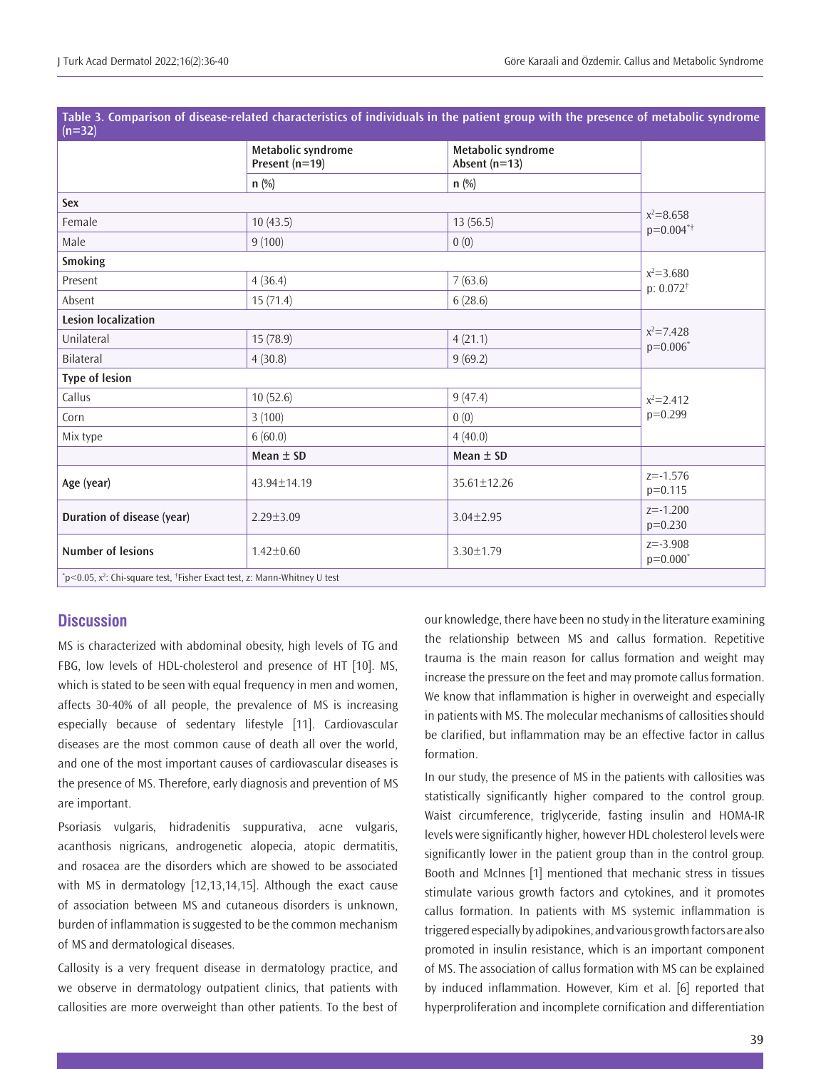**Table 3. Comparison of disease-related characteristics of individuals in the patient group with the presence of metabolic syndrome (n=32)**

| | Metabolic syndrome Present (n=19) | Metabolic syndrome Absent (n=13) | |
|---|---|---|---|
| | n (%) | n (%) | |
| **Sex** | | | |
| Female | 10 (43.5) | 13 (56.5) | $x^2$=8.658 p=0.004*† |
| Male | 9 (100) | 0 (0) | |
| **Smoking** | | | |
| Present | 4 (36.4) | 7 (63.6) | $x^2$=3.680 p: 0.072† |
| Absent | 15 (71.4) | 6 (28.6) | |
| **Lesion localization** | | | |
| Unilateral | 15 (78.9) | 4 (21.1) | $x^2$=7.428 p=0.006* |
| Bilateral | 4 (30.8) | 9 (69.2) | |
| **Type of lesion** | | | |
| Callus | 10 (52.6) | 9 (47.4) | $x^2$=2.412 p=0.299 |
| Corn | 3 (100) | 0 (0) | |
| Mix type | 6 (60.0) | 4 (40.0) | |
| | **Mean ± SD** | **Mean ± SD** | |
| **Age (year)** | 43.94±14.19 | 35.61±12.26 | z=-1.576 p=0.115 |
| **Duration of disease (year)** | 2.29±3.09 | 3.04±2.95 | z=-1.200 p=0.230 |
| **Number of lesions** | 1.42±0.60 | 3.30±1.79 | z=-3.908 p=0.000* |

*p<0.05, $x^2$: Chi-square test, †Fisher Exact test, z: Mann-Whitney U test

## Discussion

MS is characterized with abdominal obesity, high levels of TG and FBG, low levels of HDL-cholesterol and presence of HT [10]. MS, which is stated to be seen with equal frequency in men and women, affects 30-40% of all people, the prevalence of MS is increasing especially because of sedentary lifestyle [11]. Cardiovascular diseases are the most common cause of death all over the world, and one of the most important causes of cardiovascular diseases is the presence of MS. Therefore, early diagnosis and prevention of MS are important.

Psoriasis vulgaris, hidradenitis suppurativa, acne vulgaris, acanthosis nigricans, androgenetic alopecia, atopic dermatitis, and rosacea are the disorders which are showed to be associated with MS in dermatology [12,13,14,15]. Although the exact cause of association between MS and cutaneous disorders is unknown, burden of inflammation is suggested to be the common mechanism of MS and dermatological diseases.

Callosity is a very frequent disease in dermatology practice, and we observe in dermatology outpatient clinics, that patients with callosities are more overweight than other patients. To the best of our knowledge, there have been no study in the literature examining the relationship between MS and callus formation. Repetitive trauma is the main reason for callus formation and weight may increase the pressure on the feet and may promote callus formation. We know that inflammation is higher in overweight and especially in patients with MS. The molecular mechanisms of callosities should be clarified, but inflammation may be an effective factor in callus formation.

In our study, the presence of MS in the patients with callosities was statistically significantly higher compared to the control group. Waist circumference, triglyceride, fasting insulin and HOMA-IR levels were significantly higher, however HDL cholesterol levels were significantly lower in the patient group than in the control group. Booth and Mclnnes [1] mentioned that mechanic stress in tissues stimulate various growth factors and cytokines, and it promotes callus formation. In patients with MS systemic inflammation is triggered especially by adipokines, and various growth factors are also promoted in insulin resistance, which is an important component of MS. The association of callus formation with MS can be explained by induced inflammation. However, Kim et al. [6] reported that hyperproliferation and incomplete cornification and differentiation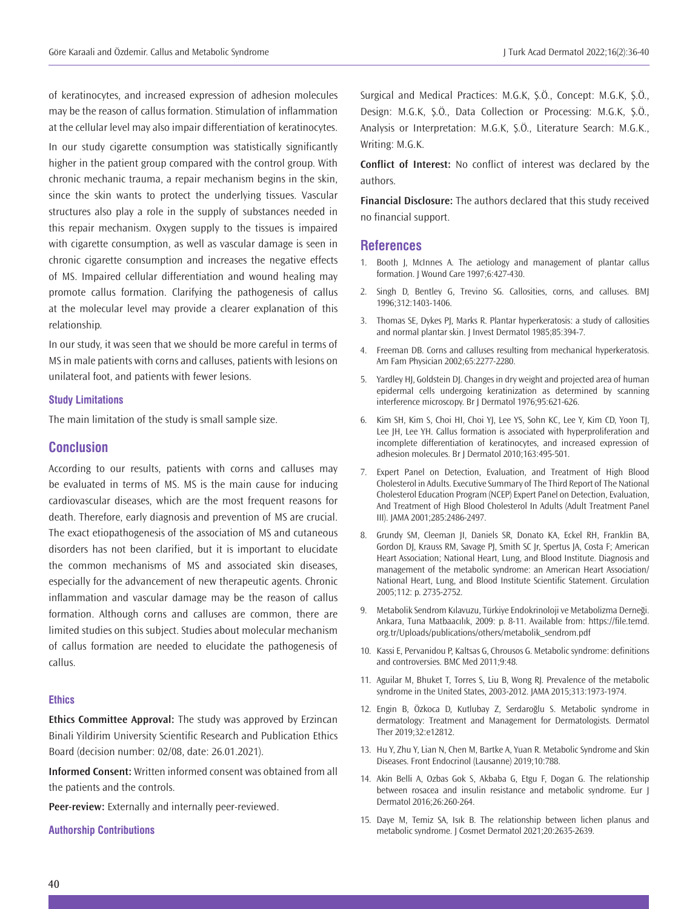of keratinocytes, and increased expression of adhesion molecules may be the reason of callus formation. Stimulation of inflammation at the cellular level may also impair differentiation of keratinocytes.

In our study cigarette consumption was statistically significantly higher in the patient group compared with the control group. With chronic mechanic trauma, a repair mechanism begins in the skin, since the skin wants to protect the underlying tissues. Vascular structures also play a role in the supply of substances needed in this repair mechanism. Oxygen supply to the tissues is impaired with cigarette consumption, as well as vascular damage is seen in chronic cigarette consumption and increases the negative effects of MS. Impaired cellular differentiation and wound healing may promote callus formation. Clarifying the pathogenesis of callus at the molecular level may provide a clearer explanation of this relationship.

In our study, it was seen that we should be more careful in terms of MS in male patients with corns and calluses, patients with lesions on unilateral foot, and patients with fewer lesions.

### Study Limitations

The main limitation of the study is small sample size.

## Conclusion

According to our results, patients with corns and calluses may be evaluated in terms of MS. MS is the main cause for inducing cardiovascular diseases, which are the most frequent reasons for death. Therefore, early diagnosis and prevention of MS are crucial. The exact etiopathogenesis of the association of MS and cutaneous disorders has not been clarified, but it is important to elucidate the common mechanisms of MS and associated skin diseases, especially for the advancement of new therapeutic agents. Chronic inflammation and vascular damage may be the reason of callus formation. Although corns and calluses are common, there are limited studies on this subject. Studies about molecular mechanism of callus formation are needed to elucidate the pathogenesis of callus.

### Ethics

**Ethics Committee Approval:** The study was approved by Erzincan Binali Yildirim University Scientific Research and Publication Ethics Board (decision number: 02/08, date: 26.01.2021).

**Informed Consent:** Written informed consent was obtained from all the patients and the controls.

**Peer-review:** Externally and internally peer-reviewed.

### Authorship Contributions

Surgical and Medical Practices: M.G.K, Ş.Ö., Concept: M.G.K, Ş.Ö., Design: M.G.K, Ş.Ö., Data Collection or Processing: M.G.K, Ş.Ö., Analysis or Interpretation: M.G.K, Ş.Ö., Literature Search: M.G.K., Writing: M.G.K.

**Conflict of Interest:** No conflict of interest was declared by the authors.

**Financial Disclosure:** The authors declared that this study received no financial support.

## References

1. Booth J, McInnes A. The aetiology and management of plantar callus formation. J Wound Care 1997;6:427-430.
2. Singh D, Bentley G, Trevino SG. Callosities, corns, and calluses. BMJ 1996;312:1403-1406.
3. Thomas SE, Dykes PJ, Marks R. Plantar hyperkeratosis: a study of callosities and normal plantar skin. J Invest Dermatol 1985;85:394-7.
4. Freeman DB. Corns and calluses resulting from mechanical hyperkeratosis. Am Fam Physician 2002;65:2277-2280.
5. Yardley HJ, Goldstein DJ. Changes in dry weight and projected area of human epidermal cells undergoing keratinization as determined by scanning interference microscopy. Br J Dermatol 1976;95:621-626.
6. Kim SH, Kim S, Choi HI, Choi YJ, Lee YS, Sohn KC, Lee Y, Kim CD, Yoon TJ, Lee JH, Lee YH. Callus formation is associated with hyperproliferation and incomplete differentiation of keratinocytes, and increased expression of adhesion molecules. Br J Dermatol 2010;163:495-501.
7. Expert Panel on Detection, Evaluation, and Treatment of High Blood Cholesterol in Adults. Executive Summary of The Third Report of The National Cholesterol Education Program (NCEP) Expert Panel on Detection, Evaluation, And Treatment of High Blood Cholesterol In Adults (Adult Treatment Panel III). JAMA 2001;285:2486-2497.
8. Grundy SM, Cleeman JI, Daniels SR, Donato KA, Eckel RH, Franklin BA, Gordon DJ, Krauss RM, Savage PJ, Smith SC Jr, Spertus JA, Costa F; American Heart Association; National Heart, Lung, and Blood Institute. Diagnosis and management of the metabolic syndrome: an American Heart Association/National Heart, Lung, and Blood Institute Scientific Statement. Circulation 2005;112: p. 2735-2752.
9. Metabolik Sendrom Kılavuzu, Türkiye Endokrinoloji ve Metabolizma Derneği. Ankara, Tuna Matbaacılık, 2009: p. 8-11. Available from: https://file.temd.org.tr/Uploads/publications/others/metabolik_sendrom.pdf
10. Kassi E, Pervanidou P, Kaltsas G, Chrousos G. Metabolic syndrome: definitions and controversies. BMC Med 2011;9:48.
11. Aguilar M, Bhuket T, Torres S, Liu B, Wong RJ. Prevalence of the metabolic syndrome in the United States, 2003-2012. JAMA 2015;313:1973-1974.
12. Engin B, Özkoca D, Kutlubay Z, Serdaroğlu S. Metabolic syndrome in dermatology: Treatment and Management for Dermatologists. Dermatol Ther 2019;32:e12812.
13. Hu Y, Zhu Y, Lian N, Chen M, Bartke A, Yuan R. Metabolic Syndrome and Skin Diseases. Front Endocrinol (Lausanne) 2019;10:788.
14. Akin Belli A, Ozbas Gok S, Akbaba G, Etgu F, Dogan G. The relationship between rosacea and insulin resistance and metabolic syndrome. Eur J Dermatol 2016;26:260-264.
15. Daye M, Temiz SA, Isık B. The relationship between lichen planus and metabolic syndrome. J Cosmet Dermatol 2021;20:2635-2639.